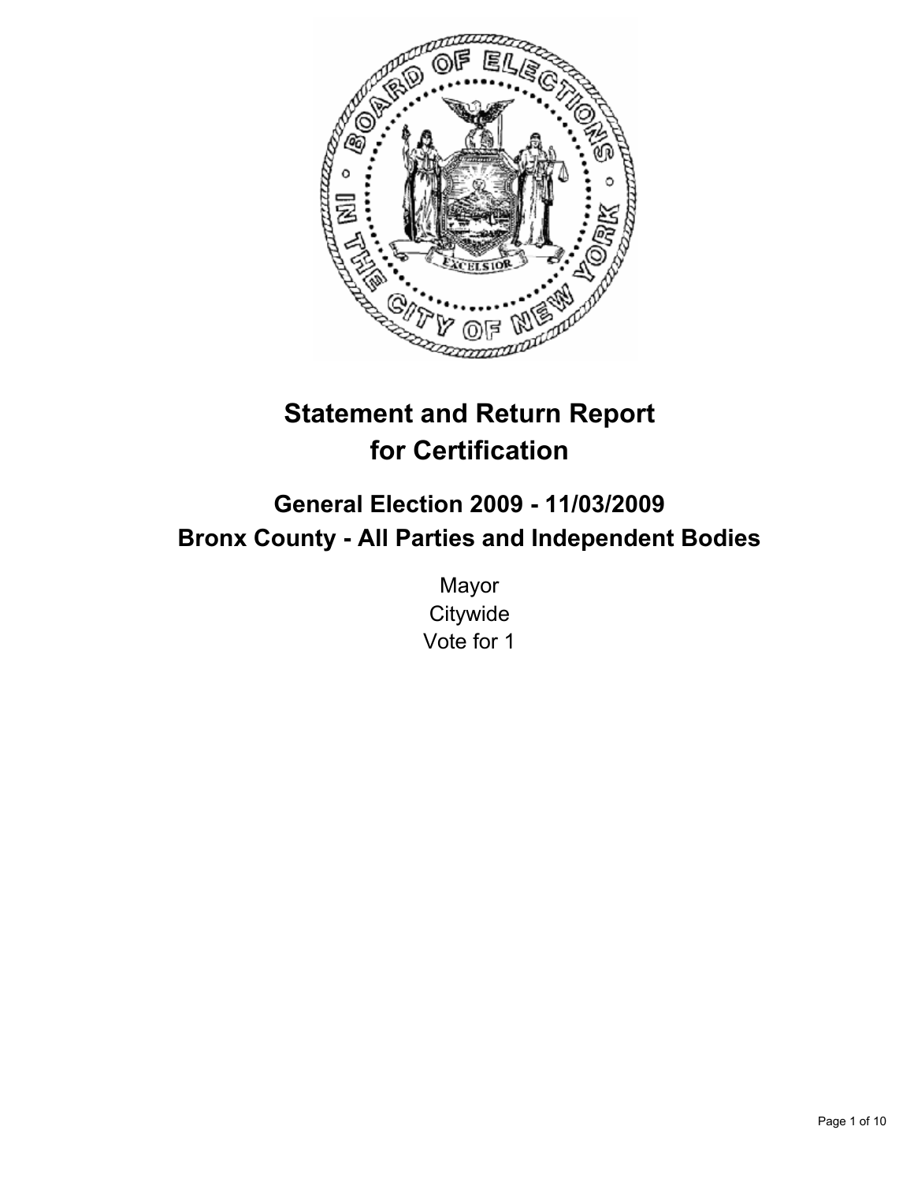# Statement and Return Report for Certification

## General Election 2009 - 11/03/2009
## Bronx County - All Parties and Independent Bodies

Mayor
Citywide
Vote for 1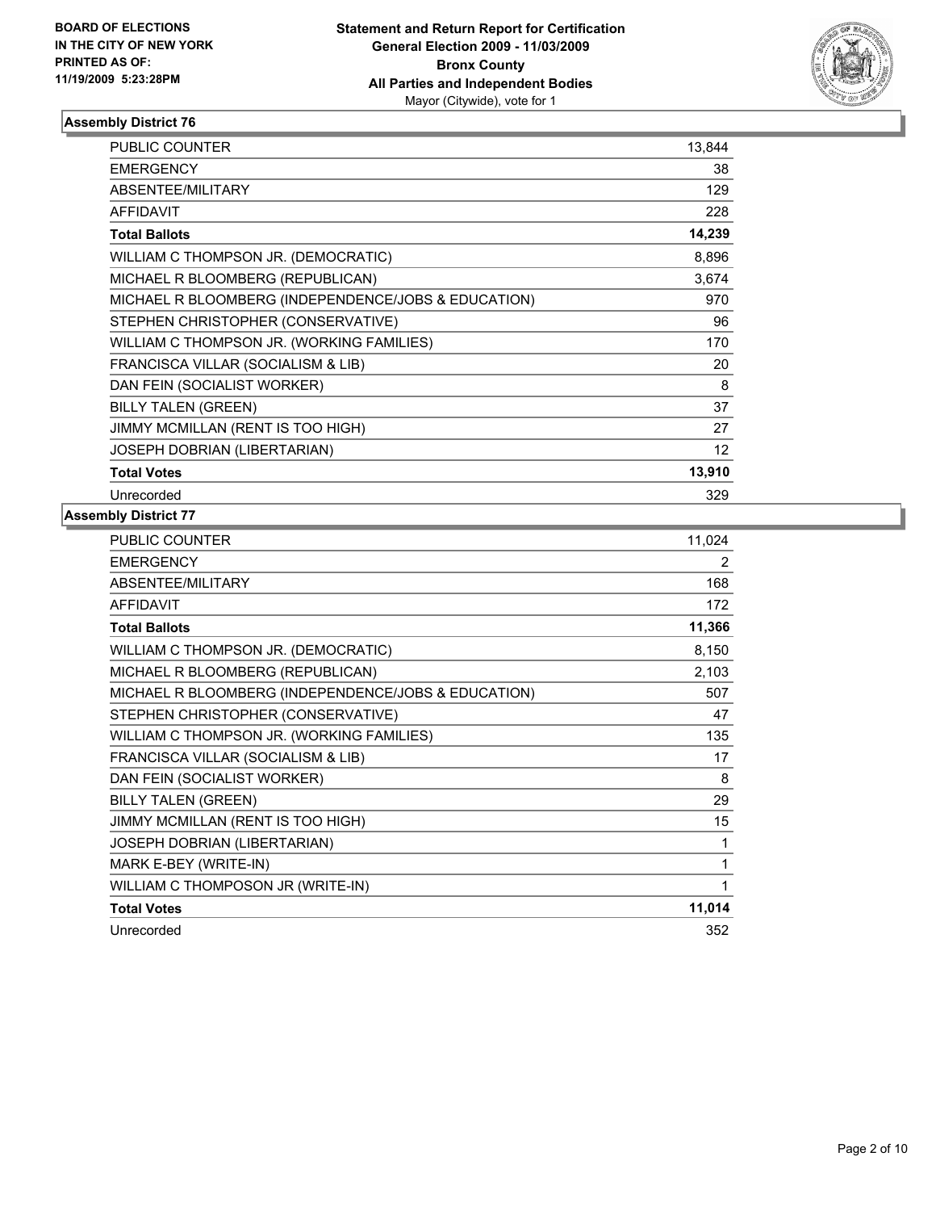**BOARD OF ELECTIONS**
**IN THE CITY OF NEW YORK**
**PRINTED AS OF:**
**11/19/2009 5:23:28PM**

**Statement and Return Report for Certification**
**General Election 2009 - 11/03/2009**
**Bronx County**
**All Parties and Independent Bodies**
Mayor (Citywide), vote for 1

### Assembly District 76

| | |
|---|---|
| PUBLIC COUNTER | 13,844 |
| EMERGENCY | 38 |
| ABSENTEE/MILITARY | 129 |
| AFFIDAVIT | 228 |
| **Total Ballots** | **14,239** |
| WILLIAM C THOMPSON JR. (DEMOCRATIC) | 8,896 |
| MICHAEL R BLOOMBERG (REPUBLICAN) | 3,674 |
| MICHAEL R BLOOMBERG (INDEPENDENCE/JOBS & EDUCATION) | 970 |
| STEPHEN CHRISTOPHER (CONSERVATIVE) | 96 |
| WILLIAM C THOMPSON JR. (WORKING FAMILIES) | 170 |
| FRANCISCA VILLAR (SOCIALISM & LIB) | 20 |
| DAN FEIN (SOCIALIST WORKER) | 8 |
| BILLY TALEN (GREEN) | 37 |
| JIMMY MCMILLAN (RENT IS TOO HIGH) | 27 |
| JOSEPH DOBRIAN (LIBERTARIAN) | 12 |
| **Total Votes** | **13,910** |
| Unrecorded | 329 |

### Assembly District 77

| | |
|---|---|
| PUBLIC COUNTER | 11,024 |
| EMERGENCY | 2 |
| ABSENTEE/MILITARY | 168 |
| AFFIDAVIT | 172 |
| **Total Ballots** | **11,366** |
| WILLIAM C THOMPSON JR. (DEMOCRATIC) | 8,150 |
| MICHAEL R BLOOMBERG (REPUBLICAN) | 2,103 |
| MICHAEL R BLOOMBERG (INDEPENDENCE/JOBS & EDUCATION) | 507 |
| STEPHEN CHRISTOPHER (CONSERVATIVE) | 47 |
| WILLIAM C THOMPSON JR. (WORKING FAMILIES) | 135 |
| FRANCISCA VILLAR (SOCIALISM & LIB) | 17 |
| DAN FEIN (SOCIALIST WORKER) | 8 |
| BILLY TALEN (GREEN) | 29 |
| JIMMY MCMILLAN (RENT IS TOO HIGH) | 15 |
| JOSEPH DOBRIAN (LIBERTARIAN) | 1 |
| MARK E-BEY (WRITE-IN) | 1 |
| WILLIAM C THOMPOSON JR (WRITE-IN) | 1 |
| **Total Votes** | **11,014** |
| Unrecorded | 352 |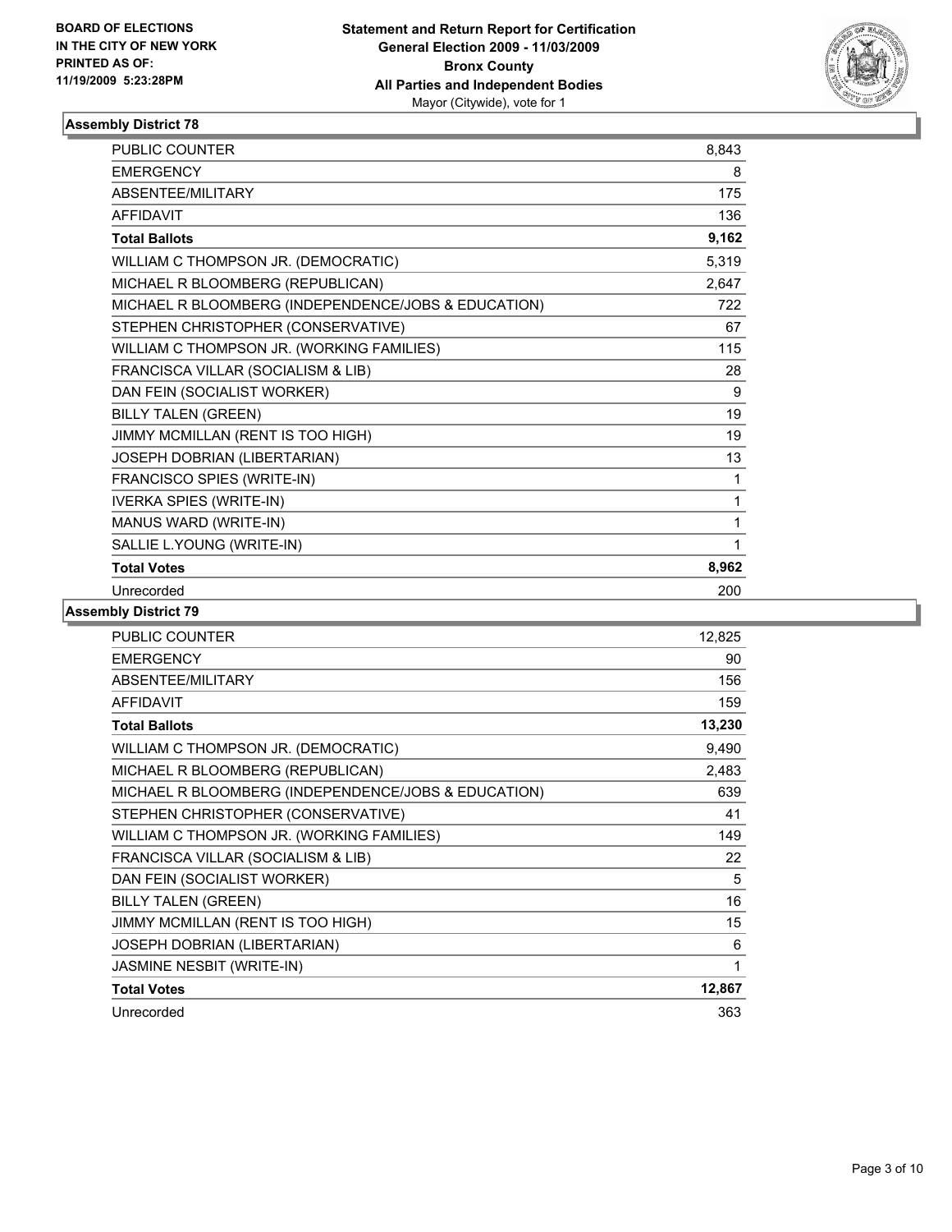BOARD OF ELECTIONS
IN THE CITY OF NEW YORK
PRINTED AS OF:
11/19/2009 5:23:28PM

**Statement and Return Report for Certification**
**General Election 2009 - 11/03/2009**
**Bronx County**
**All Parties and Independent Bodies**
Mayor (Citywide), vote for 1

## Assembly District 78

| | |
|---|---|
| PUBLIC COUNTER | 8,843 |
| EMERGENCY | 8 |
| ABSENTEE/MILITARY | 175 |
| AFFIDAVIT | 136 |
| **Total Ballots** | **9,162** |
| WILLIAM C THOMPSON JR. (DEMOCRATIC) | 5,319 |
| MICHAEL R BLOOMBERG (REPUBLICAN) | 2,647 |
| MICHAEL R BLOOMBERG (INDEPENDENCE/JOBS & EDUCATION) | 722 |
| STEPHEN CHRISTOPHER (CONSERVATIVE) | 67 |
| WILLIAM C THOMPSON JR. (WORKING FAMILIES) | 115 |
| FRANCISCA VILLAR (SOCIALISM & LIB) | 28 |
| DAN FEIN (SOCIALIST WORKER) | 9 |
| BILLY TALEN (GREEN) | 19 |
| JIMMY MCMILLAN (RENT IS TOO HIGH) | 19 |
| JOSEPH DOBRIAN (LIBERTARIAN) | 13 |
| FRANCISCO SPIES (WRITE-IN) | 1 |
| IVERKA SPIES (WRITE-IN) | 1 |
| MANUS WARD (WRITE-IN) | 1 |
| SALLIE L.YOUNG (WRITE-IN) | 1 |
| **Total Votes** | **8,962** |
| Unrecorded | 200 |

## Assembly District 79

| | |
|---|---|
| PUBLIC COUNTER | 12,825 |
| EMERGENCY | 90 |
| ABSENTEE/MILITARY | 156 |
| AFFIDAVIT | 159 |
| **Total Ballots** | **13,230** |
| WILLIAM C THOMPSON JR. (DEMOCRATIC) | 9,490 |
| MICHAEL R BLOOMBERG (REPUBLICAN) | 2,483 |
| MICHAEL R BLOOMBERG (INDEPENDENCE/JOBS & EDUCATION) | 639 |
| STEPHEN CHRISTOPHER (CONSERVATIVE) | 41 |
| WILLIAM C THOMPSON JR. (WORKING FAMILIES) | 149 |
| FRANCISCA VILLAR (SOCIALISM & LIB) | 22 |
| DAN FEIN (SOCIALIST WORKER) | 5 |
| BILLY TALEN (GREEN) | 16 |
| JIMMY MCMILLAN (RENT IS TOO HIGH) | 15 |
| JOSEPH DOBRIAN (LIBERTARIAN) | 6 |
| JASMINE NESBIT (WRITE-IN) | 1 |
| **Total Votes** | **12,867** |
| Unrecorded | 363 |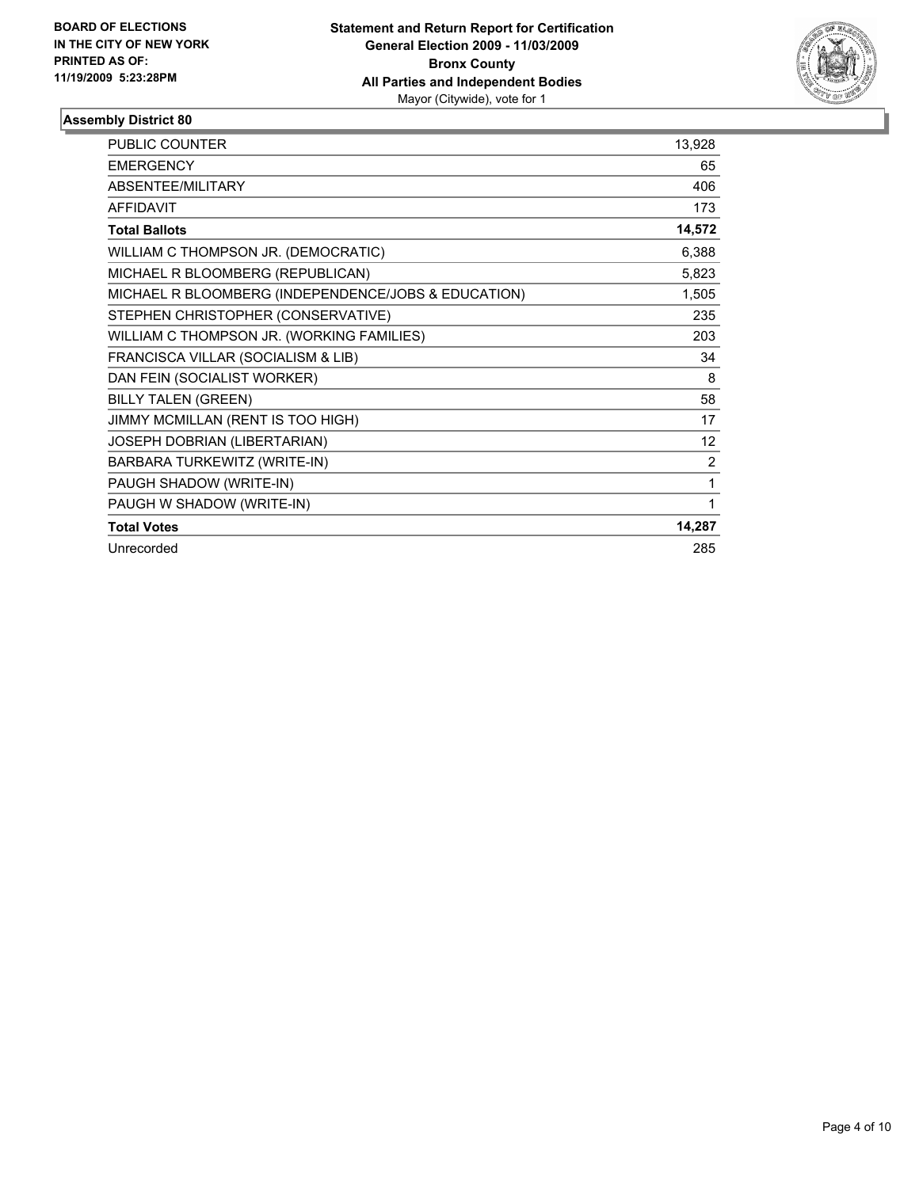**BOARD OF ELECTIONS IN THE CITY OF NEW YORK PRINTED AS OF: 11/19/2009 5:23:28PM**

**Statement and Return Report for Certification General Election 2009 - 11/03/2009 Bronx County All Parties and Independent Bodies**
Mayor (Citywide), vote for 1

### Assembly District 80

| | |
|---|---|
| PUBLIC COUNTER | 13,928 |
| EMERGENCY | 65 |
| ABSENTEE/MILITARY | 406 |
| AFFIDAVIT | 173 |
| **Total Ballots** | **14,572** |
| WILLIAM C THOMPSON JR. (DEMOCRATIC) | 6,388 |
| MICHAEL R BLOOMBERG (REPUBLICAN) | 5,823 |
| MICHAEL R BLOOMBERG (INDEPENDENCE/JOBS & EDUCATION) | 1,505 |
| STEPHEN CHRISTOPHER (CONSERVATIVE) | 235 |
| WILLIAM C THOMPSON JR. (WORKING FAMILIES) | 203 |
| FRANCISCA VILLAR (SOCIALISM & LIB) | 34 |
| DAN FEIN (SOCIALIST WORKER) | 8 |
| BILLY TALEN (GREEN) | 58 |
| JIMMY MCMILLAN (RENT IS TOO HIGH) | 17 |
| JOSEPH DOBRIAN (LIBERTARIAN) | 12 |
| BARBARA TURKEWITZ (WRITE-IN) | 2 |
| PAUGH SHADOW (WRITE-IN) | 1 |
| PAUGH W SHADOW (WRITE-IN) | 1 |
| **Total Votes** | **14,287** |
| Unrecorded | 285 |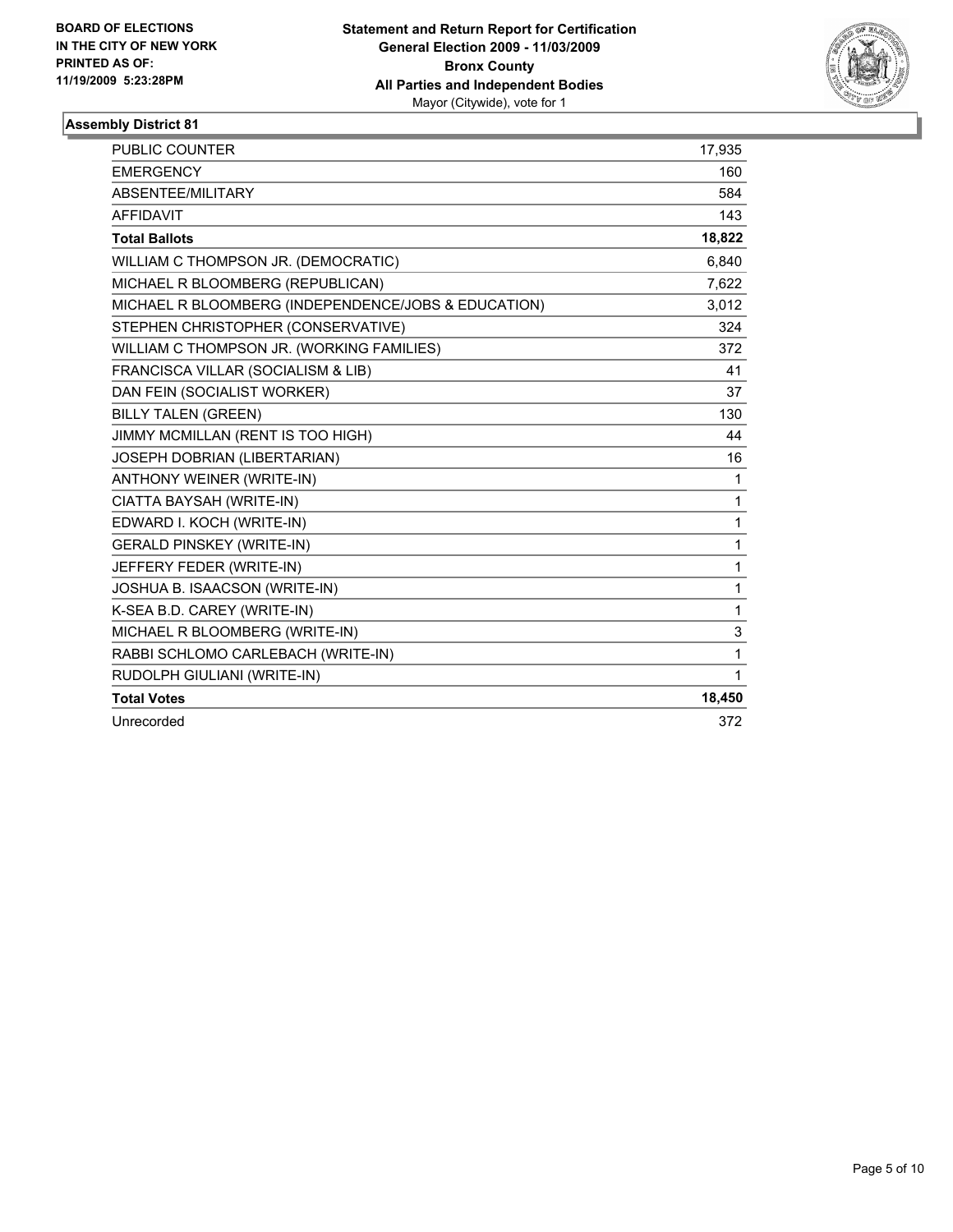**BOARD OF ELECTIONS**
**IN THE CITY OF NEW YORK**
**PRINTED AS OF:**
**11/19/2009 5:23:28PM**

**Statement and Return Report for Certification**
**General Election 2009 - 11/03/2009**
**Bronx County**
**All Parties and Independent Bodies**
Mayor (Citywide), vote for 1

## Assembly District 81

| | |
|---|---|
| PUBLIC COUNTER | 17,935 |
| EMERGENCY | 160 |
| ABSENTEE/MILITARY | 584 |
| AFFIDAVIT | 143 |
| **Total Ballots** | **18,822** |
| WILLIAM C THOMPSON JR. (DEMOCRATIC) | 6,840 |
| MICHAEL R BLOOMBERG (REPUBLICAN) | 7,622 |
| MICHAEL R BLOOMBERG (INDEPENDENCE/JOBS & EDUCATION) | 3,012 |
| STEPHEN CHRISTOPHER (CONSERVATIVE) | 324 |
| WILLIAM C THOMPSON JR. (WORKING FAMILIES) | 372 |
| FRANCISCA VILLAR (SOCIALISM & LIB) | 41 |
| DAN FEIN (SOCIALIST WORKER) | 37 |
| BILLY TALEN (GREEN) | 130 |
| JIMMY MCMILLAN (RENT IS TOO HIGH) | 44 |
| JOSEPH DOBRIAN (LIBERTARIAN) | 16 |
| ANTHONY WEINER (WRITE-IN) | 1 |
| CIATTA BAYSAH (WRITE-IN) | 1 |
| EDWARD I. KOCH (WRITE-IN) | 1 |
| GERALD PINSKEY (WRITE-IN) | 1 |
| JEFFERY FEDER (WRITE-IN) | 1 |
| JOSHUA B. ISAACSON (WRITE-IN) | 1 |
| K-SEA B.D. CAREY (WRITE-IN) | 1 |
| MICHAEL R BLOOMBERG (WRITE-IN) | 3 |
| RABBI SCHLOMO CARLEBACH (WRITE-IN) | 1 |
| RUDOLPH GIULIANI (WRITE-IN) | 1 |
| **Total Votes** | **18,450** |
| Unrecorded | 372 |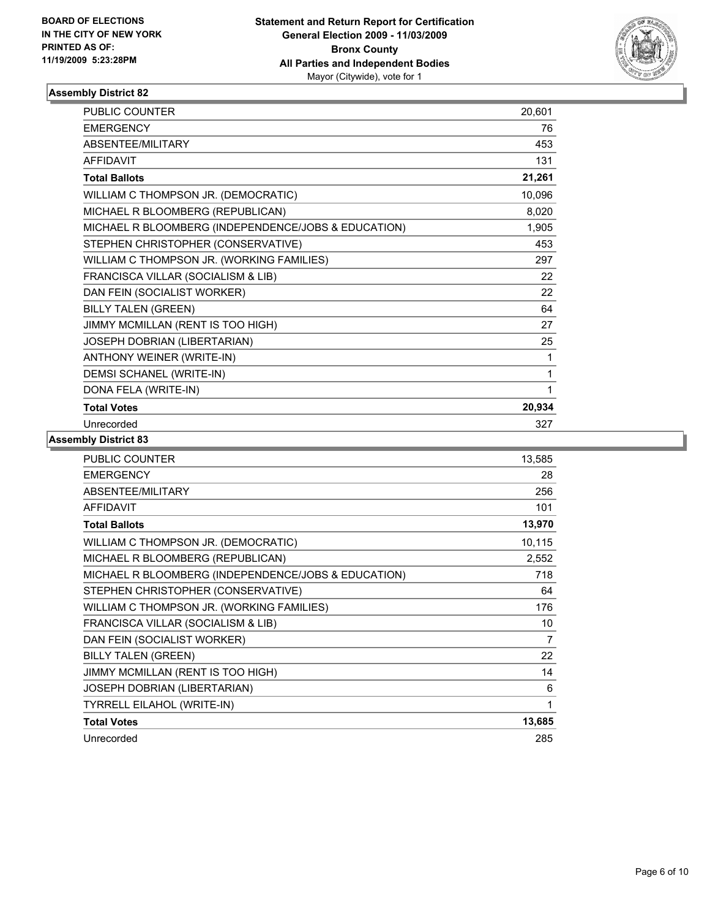**BOARD OF ELECTIONS IN THE CITY OF NEW YORK PRINTED AS OF: 11/19/2009 5:23:28PM**

**Statement and Return Report for Certification**
**General Election 2009 - 11/03/2009**
**Bronx County**
**All Parties and Independent Bodies**
Mayor (Citywide), vote for 1

## Assembly District 82

| | |
|---|---|
| PUBLIC COUNTER | 20,601 |
| EMERGENCY | 76 |
| ABSENTEE/MILITARY | 453 |
| AFFIDAVIT | 131 |
| **Total Ballots** | **21,261** |
| WILLIAM C THOMPSON JR. (DEMOCRATIC) | 10,096 |
| MICHAEL R BLOOMBERG (REPUBLICAN) | 8,020 |
| MICHAEL R BLOOMBERG (INDEPENDENCE/JOBS & EDUCATION) | 1,905 |
| STEPHEN CHRISTOPHER (CONSERVATIVE) | 453 |
| WILLIAM C THOMPSON JR. (WORKING FAMILIES) | 297 |
| FRANCISCA VILLAR (SOCIALISM & LIB) | 22 |
| DAN FEIN (SOCIALIST WORKER) | 22 |
| BILLY TALEN (GREEN) | 64 |
| JIMMY MCMILLAN (RENT IS TOO HIGH) | 27 |
| JOSEPH DOBRIAN (LIBERTARIAN) | 25 |
| ANTHONY WEINER (WRITE-IN) | 1 |
| DEMSI SCHANEL (WRITE-IN) | 1 |
| DONA FELA (WRITE-IN) | 1 |
| **Total Votes** | **20,934** |
| Unrecorded | 327 |

## Assembly District 83

| | |
|---|---|
| PUBLIC COUNTER | 13,585 |
| EMERGENCY | 28 |
| ABSENTEE/MILITARY | 256 |
| AFFIDAVIT | 101 |
| **Total Ballots** | **13,970** |
| WILLIAM C THOMPSON JR. (DEMOCRATIC) | 10,115 |
| MICHAEL R BLOOMBERG (REPUBLICAN) | 2,552 |
| MICHAEL R BLOOMBERG (INDEPENDENCE/JOBS & EDUCATION) | 718 |
| STEPHEN CHRISTOPHER (CONSERVATIVE) | 64 |
| WILLIAM C THOMPSON JR. (WORKING FAMILIES) | 176 |
| FRANCISCA VILLAR (SOCIALISM & LIB) | 10 |
| DAN FEIN (SOCIALIST WORKER) | 7 |
| BILLY TALEN (GREEN) | 22 |
| JIMMY MCMILLAN (RENT IS TOO HIGH) | 14 |
| JOSEPH DOBRIAN (LIBERTARIAN) | 6 |
| TYRRELL EILAHOL (WRITE-IN) | 1 |
| **Total Votes** | **13,685** |
| Unrecorded | 285 |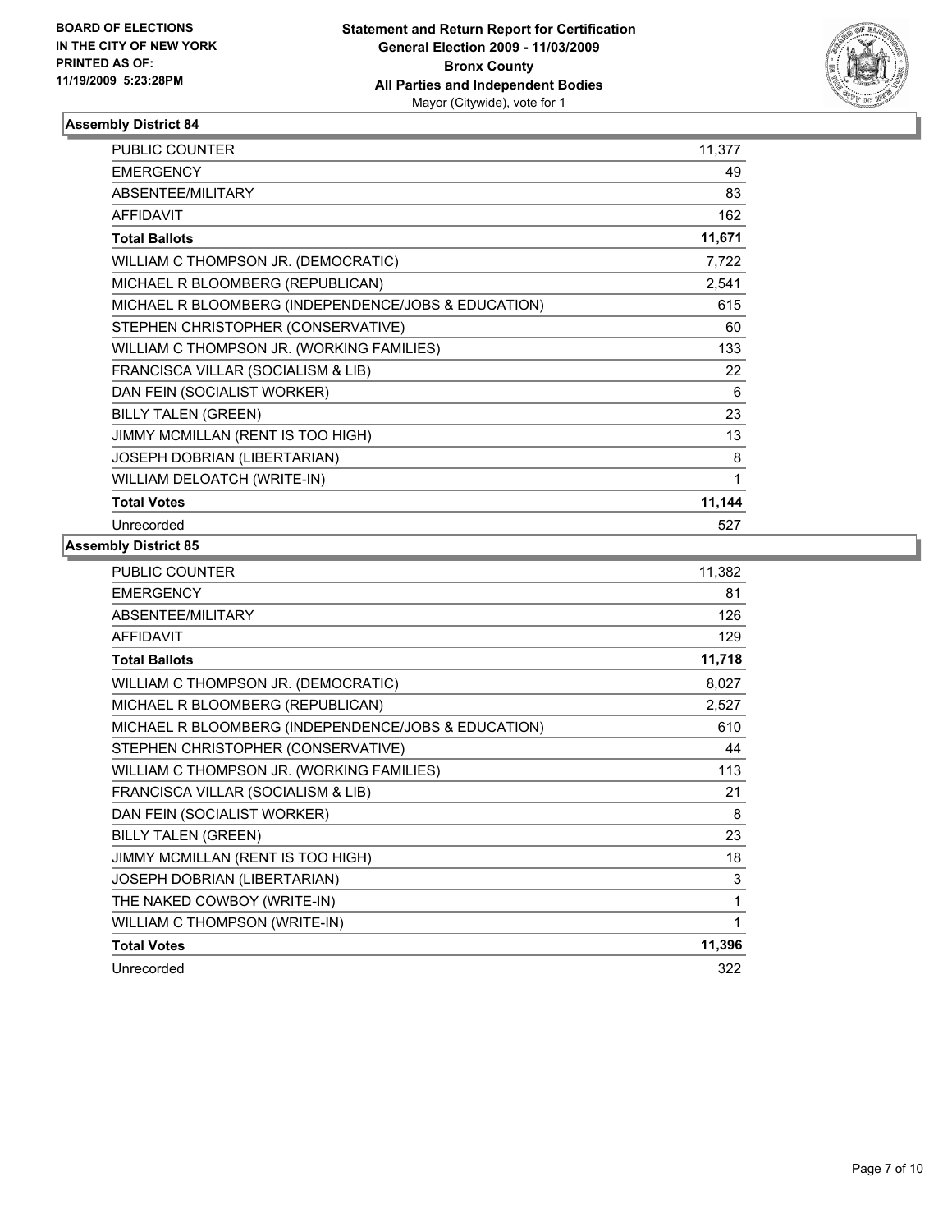**BOARD OF ELECTIONS IN THE CITY OF NEW YORK PRINTED AS OF: 11/19/2009 5:23:28PM**

**Statement and Return Report for Certification General Election 2009 - 11/03/2009 Bronx County All Parties and Independent Bodies**
Mayor (Citywide), vote for 1

### Assembly District 84

| | |
|---|---|
| PUBLIC COUNTER | 11,377 |
| EMERGENCY | 49 |
| ABSENTEE/MILITARY | 83 |
| AFFIDAVIT | 162 |
| **Total Ballots** | **11,671** |
| WILLIAM C THOMPSON JR. (DEMOCRATIC) | 7,722 |
| MICHAEL R BLOOMBERG (REPUBLICAN) | 2,541 |
| MICHAEL R BLOOMBERG (INDEPENDENCE/JOBS & EDUCATION) | 615 |
| STEPHEN CHRISTOPHER (CONSERVATIVE) | 60 |
| WILLIAM C THOMPSON JR. (WORKING FAMILIES) | 133 |
| FRANCISCA VILLAR (SOCIALISM & LIB) | 22 |
| DAN FEIN (SOCIALIST WORKER) | 6 |
| BILLY TALEN (GREEN) | 23 |
| JIMMY MCMILLAN (RENT IS TOO HIGH) | 13 |
| JOSEPH DOBRIAN (LIBERTARIAN) | 8 |
| WILLIAM DELOATCH (WRITE-IN) | 1 |
| **Total Votes** | **11,144** |
| Unrecorded | 527 |

### Assembly District 85

| | |
|---|---|
| PUBLIC COUNTER | 11,382 |
| EMERGENCY | 81 |
| ABSENTEE/MILITARY | 126 |
| AFFIDAVIT | 129 |
| **Total Ballots** | **11,718** |
| WILLIAM C THOMPSON JR. (DEMOCRATIC) | 8,027 |
| MICHAEL R BLOOMBERG (REPUBLICAN) | 2,527 |
| MICHAEL R BLOOMBERG (INDEPENDENCE/JOBS & EDUCATION) | 610 |
| STEPHEN CHRISTOPHER (CONSERVATIVE) | 44 |
| WILLIAM C THOMPSON JR. (WORKING FAMILIES) | 113 |
| FRANCISCA VILLAR (SOCIALISM & LIB) | 21 |
| DAN FEIN (SOCIALIST WORKER) | 8 |
| BILLY TALEN (GREEN) | 23 |
| JIMMY MCMILLAN (RENT IS TOO HIGH) | 18 |
| JOSEPH DOBRIAN (LIBERTARIAN) | 3 |
| THE NAKED COWBOY (WRITE-IN) | 1 |
| WILLIAM C THOMPSON (WRITE-IN) | 1 |
| **Total Votes** | **11,396** |
| Unrecorded | 322 |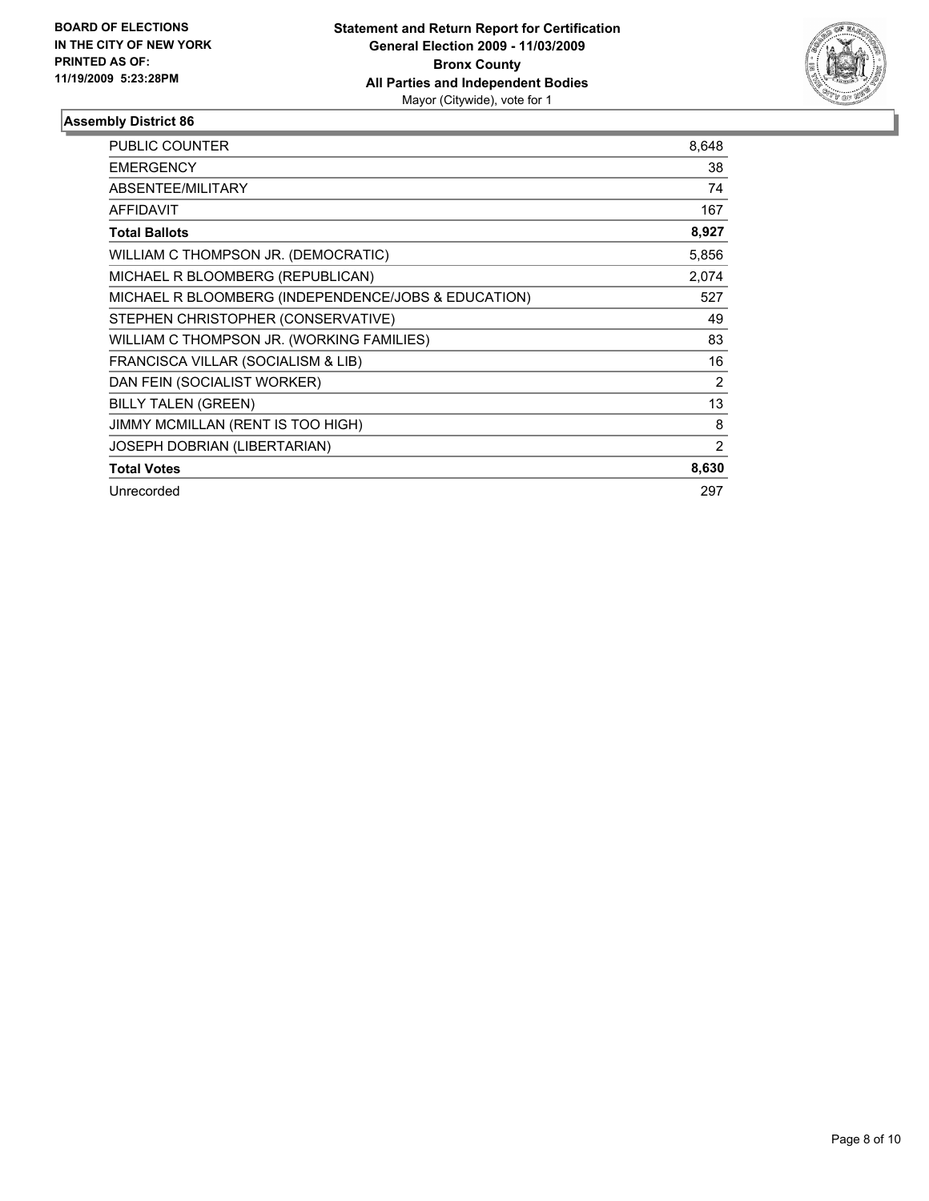**BOARD OF ELECTIONS IN THE CITY OF NEW YORK PRINTED AS OF: 11/19/2009 5:23:28PM**

**Statement and Return Report for Certification**
**General Election 2009 - 11/03/2009**
**Bronx County**
**All Parties and Independent Bodies**
Mayor (Citywide), vote for 1

### Assembly District 86

| | |
|---|---|
| PUBLIC COUNTER | 8,648 |
| EMERGENCY | 38 |
| ABSENTEE/MILITARY | 74 |
| AFFIDAVIT | 167 |
| **Total Ballots** | **8,927** |
| WILLIAM C THOMPSON JR. (DEMOCRATIC) | 5,856 |
| MICHAEL R BLOOMBERG (REPUBLICAN) | 2,074 |
| MICHAEL R BLOOMBERG (INDEPENDENCE/JOBS & EDUCATION) | 527 |
| STEPHEN CHRISTOPHER (CONSERVATIVE) | 49 |
| WILLIAM C THOMPSON JR. (WORKING FAMILIES) | 83 |
| FRANCISCA VILLAR (SOCIALISM & LIB) | 16 |
| DAN FEIN (SOCIALIST WORKER) | 2 |
| BILLY TALEN (GREEN) | 13 |
| JIMMY MCMILLAN (RENT IS TOO HIGH) | 8 |
| JOSEPH DOBRIAN (LIBERTARIAN) | 2 |
| **Total Votes** | **8,630** |
| Unrecorded | 297 |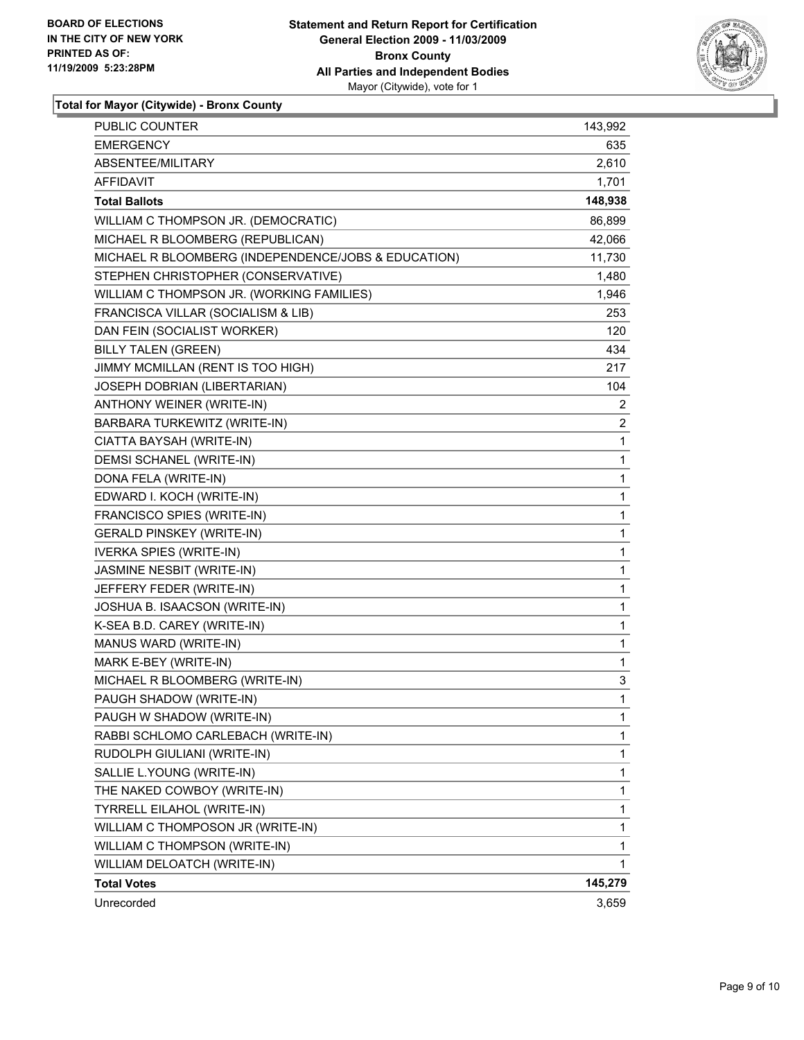**BOARD OF ELECTIONS IN THE CITY OF NEW YORK PRINTED AS OF: 11/19/2009 5:23:28PM**

**Statement and Return Report for Certification General Election 2009 - 11/03/2009 Bronx County All Parties and Independent Bodies** Mayor (Citywide), vote for 1

## Total for Mayor (Citywide) - Bronx County

| | |
|---|---|
| PUBLIC COUNTER | 143,992 |
| EMERGENCY | 635 |
| ABSENTEE/MILITARY | 2,610 |
| AFFIDAVIT | 1,701 |
| **Total Ballots** | **148,938** |
| WILLIAM C THOMPSON JR. (DEMOCRATIC) | 86,899 |
| MICHAEL R BLOOMBERG (REPUBLICAN) | 42,066 |
| MICHAEL R BLOOMBERG (INDEPENDENCE/JOBS & EDUCATION) | 11,730 |
| STEPHEN CHRISTOPHER (CONSERVATIVE) | 1,480 |
| WILLIAM C THOMPSON JR. (WORKING FAMILIES) | 1,946 |
| FRANCISCA VILLAR (SOCIALISM & LIB) | 253 |
| DAN FEIN (SOCIALIST WORKER) | 120 |
| BILLY TALEN (GREEN) | 434 |
| JIMMY MCMILLAN (RENT IS TOO HIGH) | 217 |
| JOSEPH DOBRIAN (LIBERTARIAN) | 104 |
| ANTHONY WEINER (WRITE-IN) | 2 |
| BARBARA TURKEWITZ (WRITE-IN) | 2 |
| CIATTA BAYSAH (WRITE-IN) | 1 |
| DEMSI SCHANEL (WRITE-IN) | 1 |
| DONA FELA (WRITE-IN) | 1 |
| EDWARD I. KOCH (WRITE-IN) | 1 |
| FRANCISCO SPIES (WRITE-IN) | 1 |
| GERALD PINSKEY (WRITE-IN) | 1 |
| IVERKA SPIES (WRITE-IN) | 1 |
| JASMINE NESBIT (WRITE-IN) | 1 |
| JEFFERY FEDER (WRITE-IN) | 1 |
| JOSHUA B. ISAACSON (WRITE-IN) | 1 |
| K-SEA B.D. CAREY (WRITE-IN) | 1 |
| MANUS WARD (WRITE-IN) | 1 |
| MARK E-BEY (WRITE-IN) | 1 |
| MICHAEL R BLOOMBERG (WRITE-IN) | 3 |
| PAUGH SHADOW (WRITE-IN) | 1 |
| PAUGH W SHADOW (WRITE-IN) | 1 |
| RABBI SCHLOMO CARLEBACH (WRITE-IN) | 1 |
| RUDOLPH GIULIANI (WRITE-IN) | 1 |
| SALLIE L.YOUNG (WRITE-IN) | 1 |
| THE NAKED COWBOY (WRITE-IN) | 1 |
| TYRRELL EILAHOL (WRITE-IN) | 1 |
| WILLIAM C THOMPOSON JR (WRITE-IN) | 1 |
| WILLIAM C THOMPSON (WRITE-IN) | 1 |
| WILLIAM DELOATCH (WRITE-IN) | 1 |
| **Total Votes** | **145,279** |
| Unrecorded | 3,659 |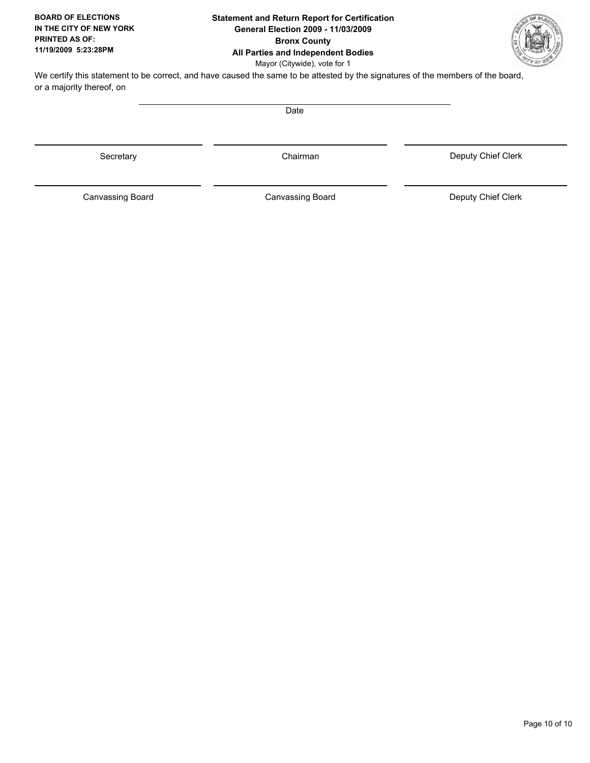**BOARD OF ELECTIONS IN THE CITY OF NEW YORK**
**PRINTED AS OF: 11/19/2009 5:23:28PM**

**Statement and Return Report for Certification**
**General Election 2009 - 11/03/2009**
**Bronx County**
**All Parties and Independent Bodies**
Mayor (Citywide), vote for 1

We certify this statement to be correct, and have caused the same to be attested by the signatures of the members of the board, or a majority thereof, on

\_\_\_\_\_\_\_\_\_\_\_\_\_\_\_\_\_\_\_\_\_\_\_\_\_\_\_\_\_\_
Date

| | | |
|---|---|---|
| Secretary | Chairman | Deputy Chief Clerk |
| Canvassing Board | Canvassing Board | Deputy Chief Clerk |